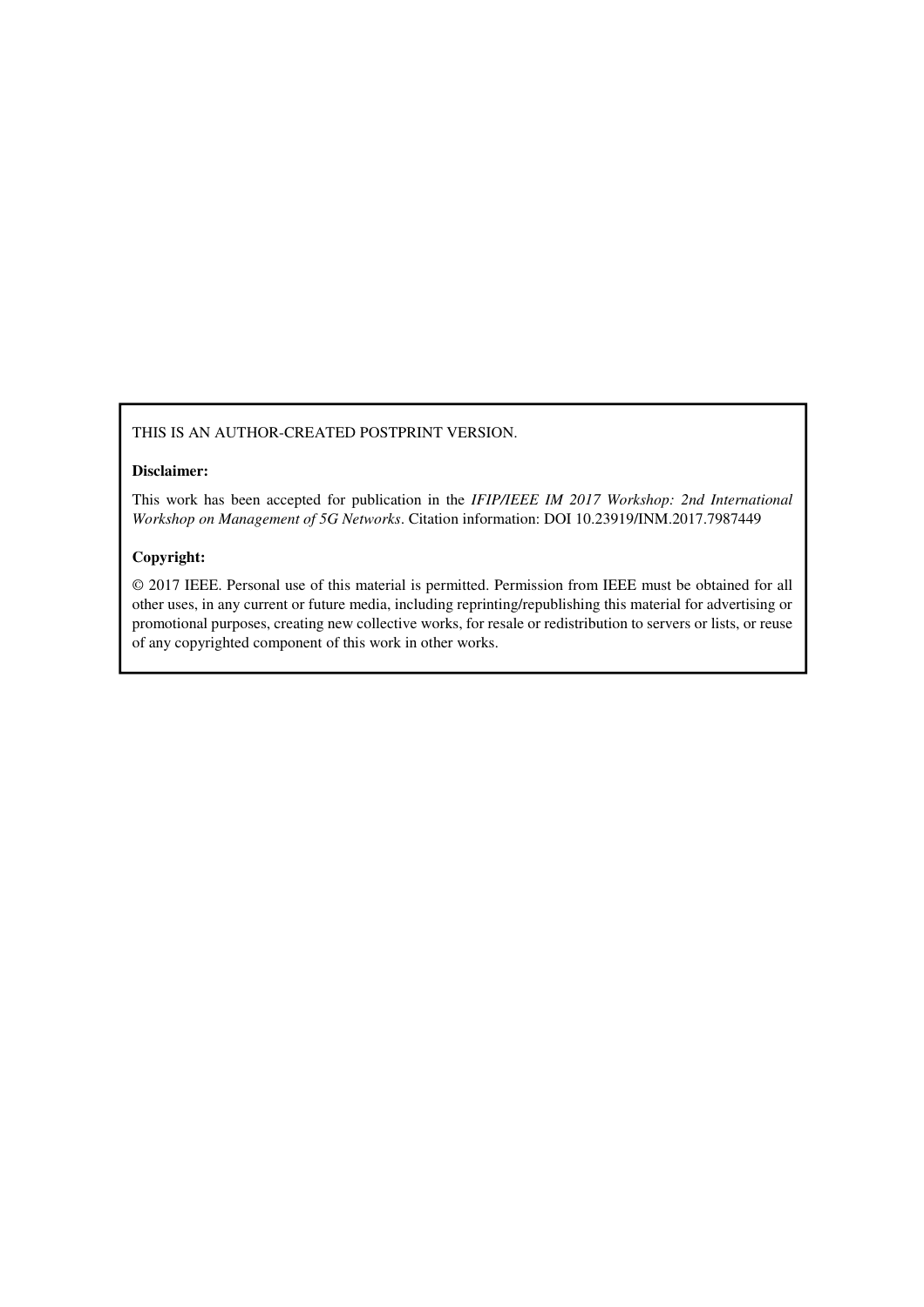THIS IS AN AUTHOR-CREATED POSTPRINT VERSION.

**Disclaimer:**

This work has been accepted for publication in the *IFIP/IEEE IM 2017 Workshop: 2nd International Workshop on Management of 5G Networks*. Citation information: DOI 10.23919/INM.2017.7987449

**Copyright:**

© 2017 IEEE. Personal use of this material is permitted. Permission from IEEE must be obtained for all other uses, in any current or future media, including reprinting/republishing this material for advertising or promotional purposes, creating new collective works, for resale or redistribution to servers or lists, or reuse of any copyrighted component of this work in other works.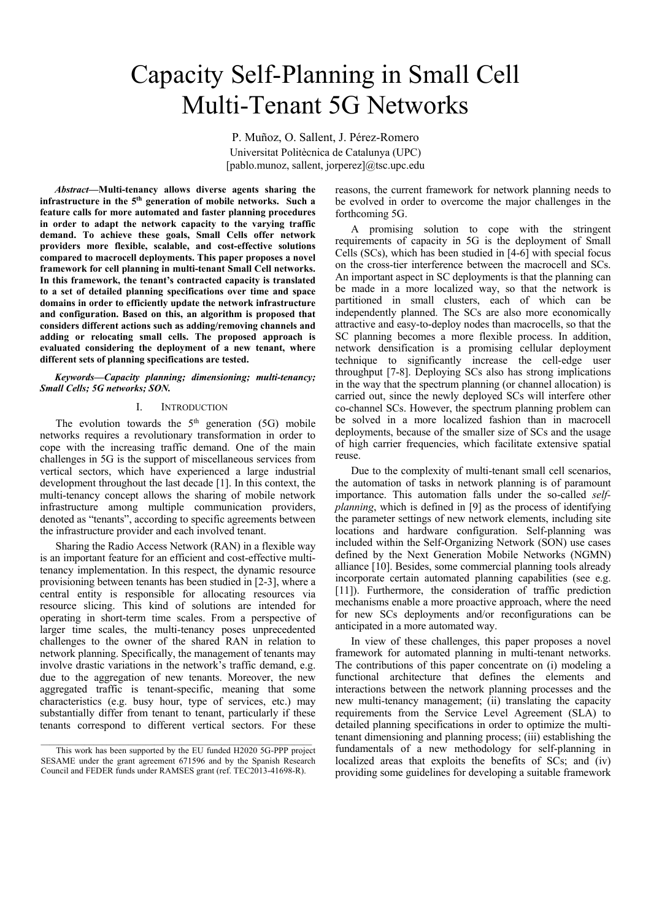# Capacity Self-Planning in Small Cell Multi-Tenant 5G Networks

P. Muñoz, O. Sallent, J. Pérez-Romero

Universitat Politècnica de Catalunya (UPC)

[pablo.munoz, sallent, jorperez]@tsc.upc.edu

***Abstract*—Multi-tenancy allows diverse agents sharing the infrastructure in the 5th generation of mobile networks. Such a feature calls for more automated and faster planning procedures in order to adapt the network capacity to the varying traffic demand. To achieve these goals, Small Cells offer network providers more flexible, scalable, and cost-effective solutions compared to macrocell deployments. This paper proposes a novel framework for cell planning in multi-tenant Small Cell networks. In this framework, the tenant's contracted capacity is translated to a set of detailed planning specifications over time and space domains in order to efficiently update the network infrastructure and configuration. Based on this, an algorithm is proposed that considers different actions such as adding/removing channels and adding or relocating small cells. The proposed approach is evaluated considering the deployment of a new tenant, where different sets of planning specifications are tested.**

***Keywords*—Capacity planning; dimensioning; multi-tenancy; Small Cells; 5G networks; SON.**

## I. Introduction

The evolution towards the 5th generation (5G) mobile networks requires a revolutionary transformation in order to cope with the increasing traffic demand. One of the main challenges in 5G is the support of miscellaneous services from vertical sectors, which have experienced a large industrial development throughout the last decade [1]. In this context, the multi-tenancy concept allows the sharing of mobile network infrastructure among multiple communication providers, denoted as "tenants", according to specific agreements between the infrastructure provider and each involved tenant.

Sharing the Radio Access Network (RAN) in a flexible way is an important feature for an efficient and cost-effective multi-tenancy implementation. In this respect, the dynamic resource provisioning between tenants has been studied in [2-3], where a central entity is responsible for allocating resources via resource slicing. This kind of solutions are intended for operating in short-term time scales. From a perspective of larger time scales, the multi-tenancy poses unprecedented challenges to the owner of the shared RAN in relation to network planning. Specifically, the management of tenants may involve drastic variations in the network's traffic demand, e.g. due to the aggregation of new tenants. Moreover, the new aggregated traffic is tenant-specific, meaning that some characteristics (e.g. busy hour, type of services, etc.) may substantially differ from tenant to tenant, particularly if these tenants correspond to different vertical sectors. For these reasons, the current framework for network planning needs to be evolved in order to overcome the major challenges in the forthcoming 5G.

A promising solution to cope with the stringent requirements of capacity in 5G is the deployment of Small Cells (SCs), which has been studied in [4-6] with special focus on the cross-tier interference between the macrocell and SCs. An important aspect in SC deployments is that the planning can be made in a more localized way, so that the network is partitioned in small clusters, each of which can be independently planned. The SCs are also more economically attractive and easy-to-deploy nodes than macrocells, so that the SC planning becomes a more flexible process. In addition, network densification is a promising cellular deployment technique to significantly increase the cell-edge user throughput [7-8]. Deploying SCs also has strong implications in the way that the spectrum planning (or channel allocation) is carried out, since the newly deployed SCs will interfere other co-channel SCs. However, the spectrum planning problem can be solved in a more localized fashion than in macrocell deployments, because of the smaller size of SCs and the usage of high carrier frequencies, which facilitate extensive spatial reuse.

Due to the complexity of multi-tenant small cell scenarios, the automation of tasks in network planning is of paramount importance. This automation falls under the so-called *self-planning*, which is defined in [9] as the process of identifying the parameter settings of new network elements, including site locations and hardware configuration. Self-planning was included within the Self-Organizing Network (SON) use cases defined by the Next Generation Mobile Networks (NGMN) alliance [10]. Besides, some commercial planning tools already incorporate certain automated planning capabilities (see e.g. [11]). Furthermore, the consideration of traffic prediction mechanisms enable a more proactive approach, where the need for new SCs deployments and/or reconfigurations can be anticipated in a more automated way.

In view of these challenges, this paper proposes a novel framework for automated planning in multi-tenant networks. The contributions of this paper concentrate on (i) modeling a functional architecture that defines the elements and interactions between the network planning processes and the new multi-tenancy management; (ii) translating the capacity requirements from the Service Level Agreement (SLA) to detailed planning specifications in order to optimize the multi-tenant dimensioning and planning process; (iii) establishing the fundamentals of a new methodology for self-planning in localized areas that exploits the benefits of SCs; and (iv) providing some guidelines for developing a suitable framework

This work has been supported by the EU funded H2020 5G-PPP project SESAME under the grant agreement 671596 and by the Spanish Research Council and FEDER funds under RAMSES grant (ref. TEC2013-41698-R).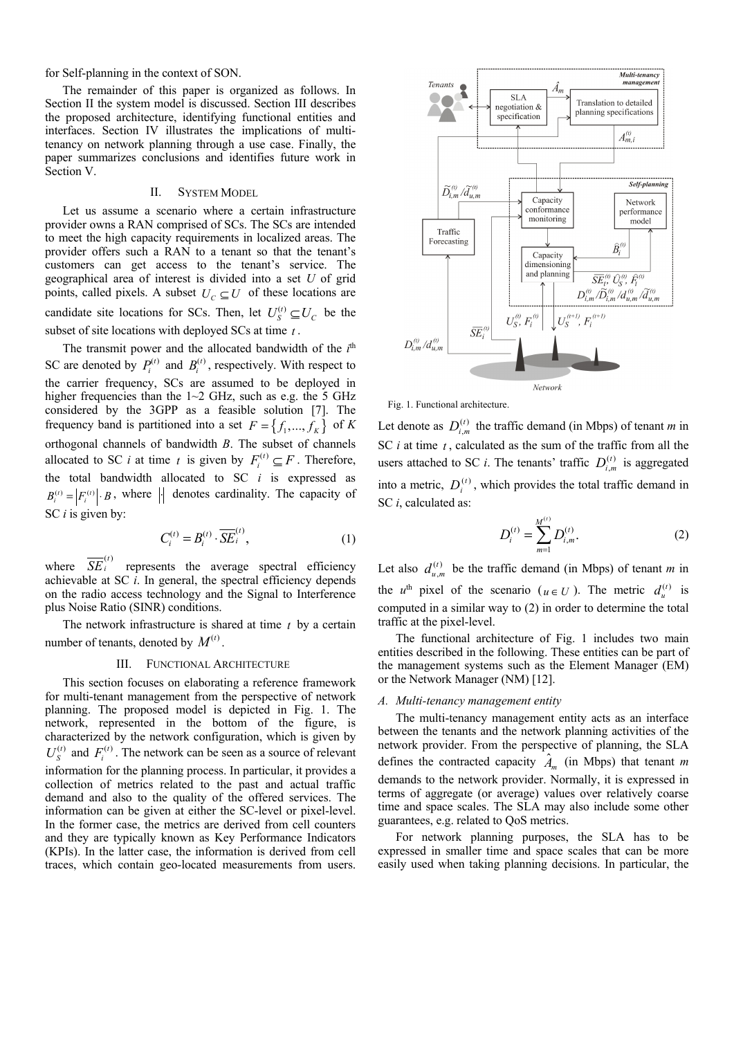for Self-planning in the context of SON.

The remainder of this paper is organized as follows. In Section II the system model is discussed. Section III describes the proposed architecture, identifying functional entities and interfaces. Section IV illustrates the implications of multi-tenancy on network planning through a use case. Finally, the paper summarizes conclusions and identifies future work in Section V.

## II. System Model

Let us assume a scenario where a certain infrastructure provider owns a RAN comprised of SCs. The SCs are intended to meet the high capacity requirements in localized areas. The provider offers such a RAN to a tenant so that the tenant's customers can get access to the tenant's service. The geographical area of interest is divided into a set $U$ of grid points, called pixels. A subset $U_C \subseteq U$ of these locations are candidate site locations for SCs. Then, let $U_S^{(t)} \subseteq U_C$ be the subset of site locations with deployed SCs at time $t$.

The transmit power and the allocated bandwidth of the $i^{\text{th}}$ SC are denoted by $P_i^{(t)}$ and $B_i^{(t)}$, respectively. With respect to the carrier frequency, SCs are assumed to be deployed in higher frequencies than the 1~2 GHz, such as e.g. the 5 GHz considered by the 3GPP as a feasible solution [7]. The frequency band is partitioned into a set $F = \{f_1, ..., f_K\}$ of $K$ orthogonal channels of bandwidth $B$. The subset of channels allocated to SC $i$ at time $t$ is given by $F_i^{(t)} \subseteq F$. Therefore, the total bandwidth allocated to SC $i$ is expressed as $B_i^{(t)} = \left|F_i^{(t)}\right| \cdot B$, where $|\cdot|$ denotes cardinality. The capacity of SC $i$ is given by:

$$C_i^{(t)} = B_i^{(t)} \cdot \overline{SE}_i^{(t)}, \tag{1}$$

where $\overline{SE}_i^{(t)}$ represents the average spectral efficiency achievable at SC $i$. In general, the spectral efficiency depends on the radio access technology and the Signal to Interference plus Noise Ratio (SINR) conditions.

The network infrastructure is shared at time $t$ by a certain number of tenants, denoted by $M^{(t)}$.

## III. Functional Architecture

This section focuses on elaborating a reference framework for multi-tenant management from the perspective of network planning. The proposed model is depicted in Fig. 1. The network, represented in the bottom of the figure, is characterized by the network configuration, which is given by $U_S^{(t)}$ and $F_i^{(t)}$. The network can be seen as a source of relevant information for the planning process. In particular, it provides a collection of metrics related to the past and actual traffic demand and also to the quality of the offered services. The information can be given at either the SC-level or pixel-level. In the former case, the metrics are derived from cell counters and they are typically known as Key Performance Indicators (KPIs). In the latter case, the information is derived from cell traces, which contain geo-located measurements from users.

Fig. 1. Functional architecture.

Let denote as $D_{i,m}^{(t)}$ the traffic demand (in Mbps) of tenant $m$ in SC $i$ at time $t$, calculated as the sum of the traffic from all the users attached to SC $i$. The tenants' traffic $D_{i,m}^{(t)}$ is aggregated into a metric, $D_i^{(t)}$, which provides the total traffic demand in SC $i$, calculated as:

$$D_i^{(t)} = \sum_{m=1}^{M^{(t)}} D_{i,m}^{(t)}. \tag{2}$$

Let also $d_{u,m}^{(t)}$ be the traffic demand (in Mbps) of tenant $m$ in the $u^{\text{th}}$ pixel of the scenario ($u \in U$). The metric $d_u^{(t)}$ is computed in a similar way to (2) in order to determine the total traffic at the pixel-level.

The functional architecture of Fig. 1 includes two main entities described in the following. These entities can be part of the management systems such as the Element Manager (EM) or the Network Manager (NM) [12].

### A. Multi-tenancy management entity

The multi-tenancy management entity acts as an interface between the tenants and the network planning activities of the network provider. From the perspective of planning, the SLA defines the contracted capacity $\hat{A}_m$ (in Mbps) that tenant $m$ demands to the network provider. Normally, it is expressed in terms of aggregate (or average) values over relatively coarse time and space scales. The SLA may also include some other guarantees, e.g. related to QoS metrics.

For network planning purposes, the SLA has to be expressed in smaller time and space scales that can be more easily used when taking planning decisions. In particular, the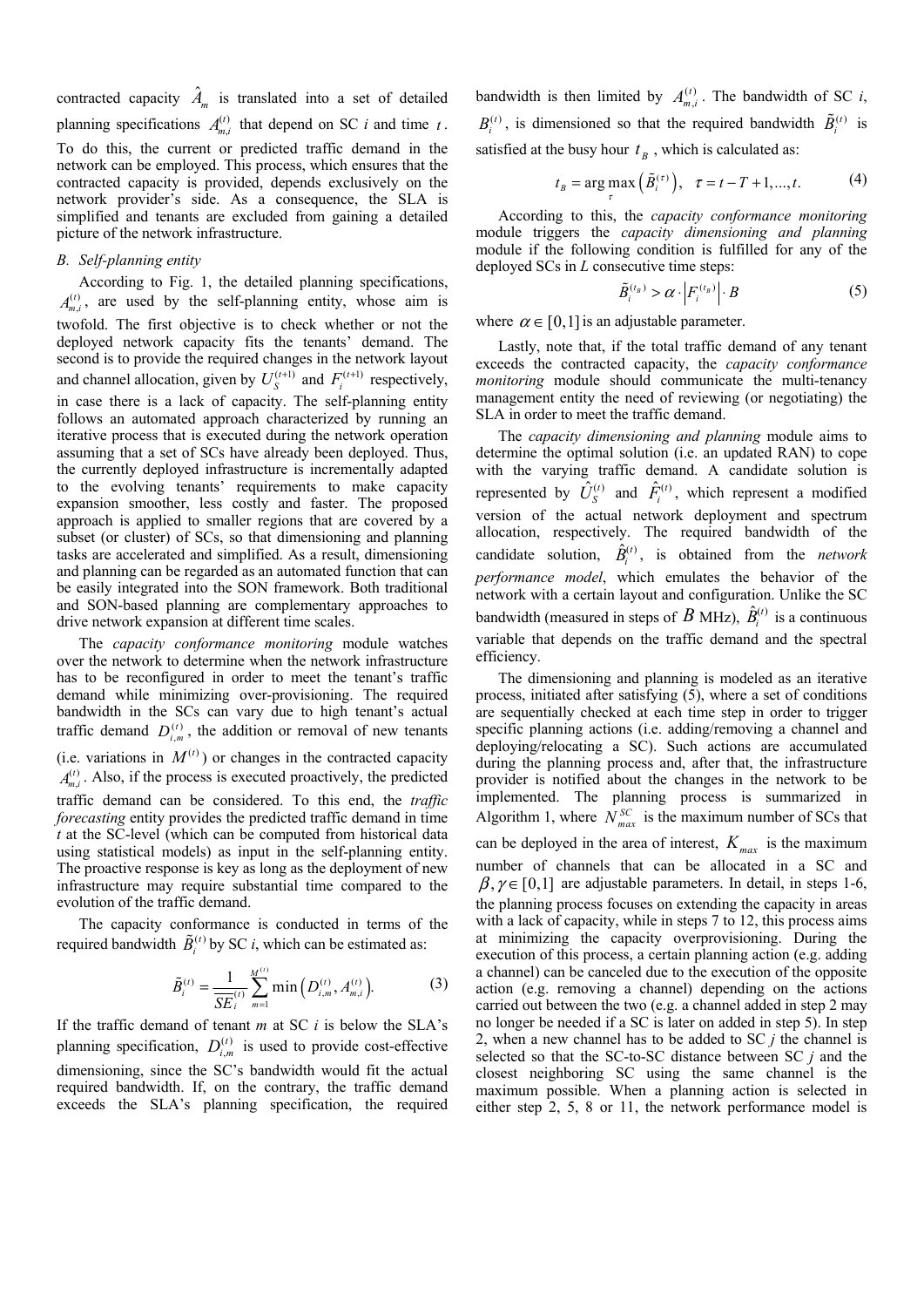contracted capacity $\hat{A}_m$ is translated into a set of detailed planning specifications $A_{m,i}^{(t)}$ that depend on SC $i$ and time $t$. To do this, the current or predicted traffic demand in the network can be employed. This process, which ensures that the contracted capacity is provided, depends exclusively on the network provider's side. As a consequence, the SLA is simplified and tenants are excluded from gaining a detailed picture of the network infrastructure.

### B. Self-planning entity

According to Fig. 1, the detailed planning specifications, $A_{m,i}^{(t)}$, are used by the self-planning entity, whose aim is twofold. The first objective is to check whether or not the deployed network capacity fits the tenants' demand. The second is to provide the required changes in the network layout and channel allocation, given by $U_S^{(t+1)}$ and $F_i^{(t+1)}$ respectively, in case there is a lack of capacity. The self-planning entity follows an automated approach characterized by running an iterative process that is executed during the network operation assuming that a set of SCs have already been deployed. Thus, the currently deployed infrastructure is incrementally adapted to the evolving tenants' requirements to make capacity expansion smoother, less costly and faster. The proposed approach is applied to smaller regions that are covered by a subset (or cluster) of SCs, so that dimensioning and planning tasks are accelerated and simplified. As a result, dimensioning and planning can be regarded as an automated function that can be easily integrated into the SON framework. Both traditional and SON-based planning are complementary approaches to drive network expansion at different time scales.

The *capacity conformance monitoring* module watches over the network to determine when the network infrastructure has to be reconfigured in order to meet the tenant's traffic demand while minimizing over-provisioning. The required bandwidth in the SCs can vary due to high tenant's actual traffic demand $D_{i,m}^{(t)}$, the addition or removal of new tenants (i.e. variations in $M^{(t)}$) or changes in the contracted capacity $A_{m,i}^{(t)}$. Also, if the process is executed proactively, the predicted traffic demand can be considered. To this end, the *traffic forecasting* entity provides the predicted traffic demand in time $t$ at the SC-level (which can be computed from historical data using statistical models) as input in the self-planning entity. The proactive response is key as long as the deployment of new infrastructure may require substantial time compared to the evolution of the traffic demand.

The capacity conformance is conducted in terms of the required bandwidth $\tilde{B}_i^{(t)}$ by SC $i$, which can be estimated as:

$$\tilde{B}_i^{(t)} = \frac{1}{SE_i^{(t)}} \sum_{m=1}^{M^{(t)}} \min\left(D_{i,m}^{(t)}, A_{m,i}^{(t)}\right). \tag{3}$$

If the traffic demand of tenant $m$ at SC $i$ is below the SLA's planning specification, $D_{i,m}^{(t)}$ is used to provide cost-effective dimensioning, since the SC's bandwidth would fit the actual required bandwidth. If, on the contrary, the traffic demand exceeds the SLA's planning specification, the required bandwidth is then limited by $A_{m,i}^{(t)}$. The bandwidth of SC $i$, $B_i^{(t)}$, is dimensioned so that the required bandwidth $\tilde{B}_i^{(t)}$ is satisfied at the busy hour $t_B$, which is calculated as:

$$t_B = \arg\max_{\tau} \left(\tilde{B}_i^{(\tau)}\right), \quad \tau = t-T+1, \ldots, t. \tag{4}$$

According to this, the *capacity conformance monitoring* module triggers the *capacity dimensioning and planning* module if the following condition is fulfilled for any of the deployed SCs in $L$ consecutive time steps:

$$\tilde{B}_i^{(t_B)} > \alpha \cdot \left|F_i^{(t_B)}\right| \cdot B \tag{5}$$

where $\alpha \in [0,1]$ is an adjustable parameter.

Lastly, note that, if the total traffic demand of any tenant exceeds the contracted capacity, the *capacity conformance monitoring* module should communicate the multi-tenancy management entity the need of reviewing (or negotiating) the SLA in order to meet the traffic demand.

The *capacity dimensioning and planning* module aims to determine the optimal solution (i.e. an updated RAN) to cope with the varying traffic demand. A candidate solution is represented by $\hat{U}_S^{(t)}$ and $\hat{F}_i^{(t)}$, which represent a modified version of the actual network deployment and spectrum allocation, respectively. The required bandwidth of the candidate solution, $\hat{B}_i^{(t)}$, is obtained from the *network performance model*, which emulates the behavior of the network with a certain layout and configuration. Unlike the SC bandwidth (measured in steps of $B$ MHz), $\hat{B}_i^{(t)}$ is a continuous variable that depends on the traffic demand and the spectral efficiency.

The dimensioning and planning is modeled as an iterative process, initiated after satisfying (5), where a set of conditions are sequentially checked at each time step in order to trigger specific planning actions (i.e. adding/removing a channel and deploying/relocating a SC). Such actions are accumulated during the planning process and, after that, the infrastructure provider is notified about the changes in the network to be implemented. The planning process is summarized in Algorithm 1, where $N_{max}^{SC}$ is the maximum number of SCs that can be deployed in the area of interest, $K_{max}$ is the maximum number of channels that can be allocated in a SC and $\beta, \gamma \in [0,1]$ are adjustable parameters. In detail, in steps 1-6, the planning process focuses on extending the capacity in areas with a lack of capacity, while in steps 7 to 12, this process aims at minimizing the capacity overprovisioning. During the execution of this process, a certain planning action (e.g. adding a channel) can be canceled due to the execution of the opposite action (e.g. removing a channel) depending on the actions carried out between the two (e.g. a channel added in step 2 may no longer be needed if a SC is later on added in step 5). In step 2, when a new channel has to be added to SC $j$ the channel is selected so that the SC-to-SC distance between SC $j$ and the closest neighboring SC using the same channel is the maximum possible. When a planning action is selected in either step 2, 5, 8 or 11, the network performance model is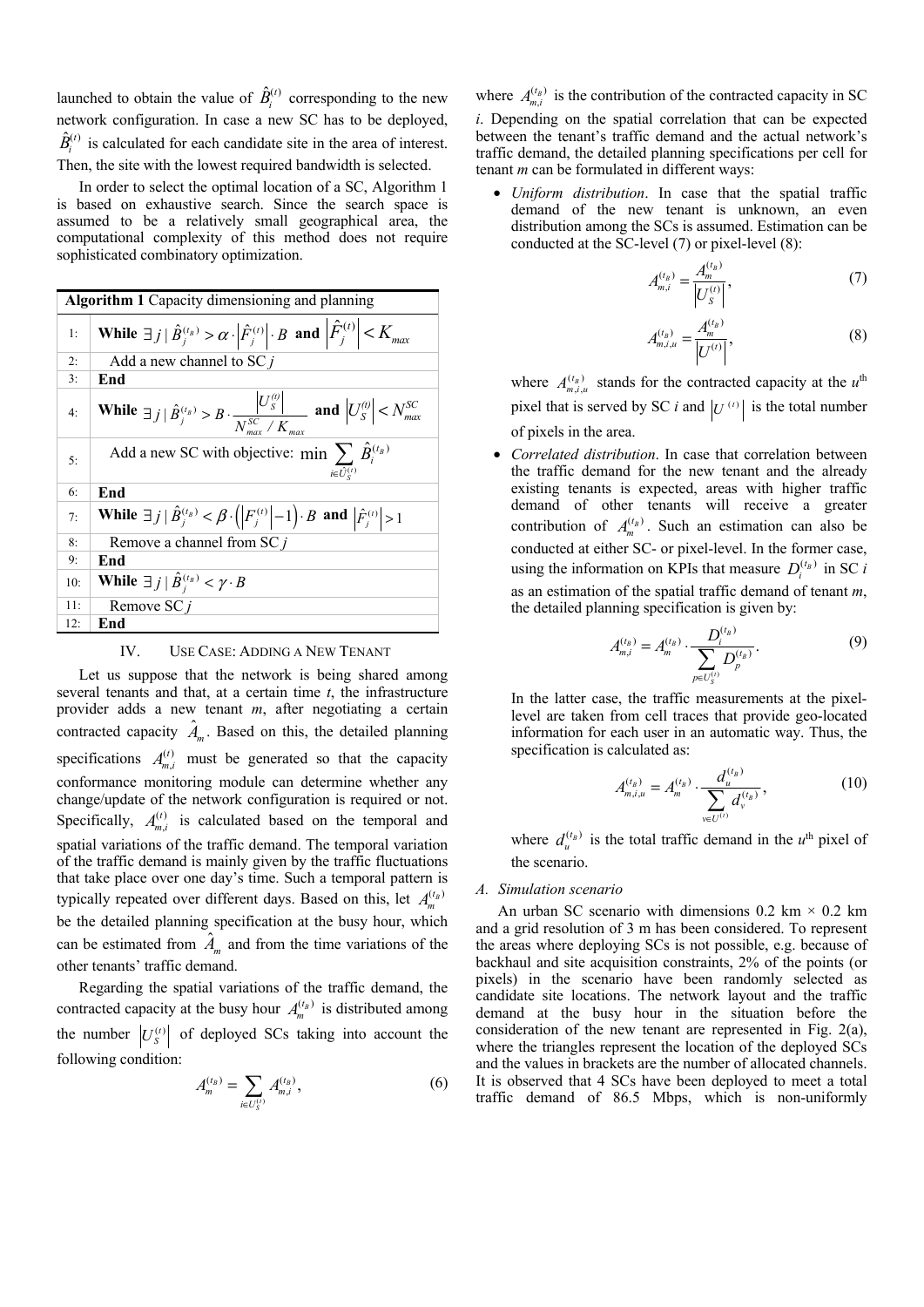launched to obtain the value of $\hat{B}_i^{(t)}$ corresponding to the new network configuration. In case a new SC has to be deployed, $\hat{B}_i^{(t)}$ is calculated for each candidate site in the area of interest. Then, the site with the lowest required bandwidth is selected.

In order to select the optimal location of a SC, Algorithm 1 is based on exhaustive search. Since the search space is assumed to be a relatively small geographical area, the computational complexity of this method does not require sophisticated combinatory optimization.

| **Algorithm 1** Capacity dimensioning and planning | |
|---|---|
| 1: | **While** $\exists j \mid \hat{B}_j^{(t_B)} > \alpha \cdot \left|\hat{F}_j^{(t)}\right| \cdot B$ **and** $\left|\hat{F}_j^{(t)}\right| < K_{max}$ |
| 2: | Add a new channel to SC $j$ |
| 3: | **End** |
| 4: | **While** $\exists j \mid \hat{B}_j^{(t_B)} > B \cdot \frac{\left|U_S^{(t)}\right|}{N_{max}^{SC} / K_{max}}$ **and** $\left|U_S^{(t)}\right| < N_{max}^{SC}$ |
| 5: | Add a new SC with objective: $\min \sum_{i \in \hat{U}_S^{(t)}} \hat{B}_i^{(t_B)}$ |
| 6: | **End** |
| 7: | **While** $\exists j \mid \hat{B}_j^{(t_B)} < \beta \cdot \left(\left|F_j^{(t)}\right| - 1\right) \cdot B$ **and** $\left|\hat{F}_j^{(t)}\right| > 1$ |
| 8: | Remove a channel from SC $j$ |
| 9: | **End** |
| 10: | **While** $\exists j \mid \hat{B}_j^{(t_B)} < \gamma \cdot B$ |
| 11: | Remove SC $j$ |
| 12: | **End** |

## IV. USE CASE: ADDING A NEW TENANT

Let us suppose that the network is being shared among several tenants and that, at a certain time $t$, the infrastructure provider adds a new tenant $m$, after negotiating a certain contracted capacity $\hat{A}_m$. Based on this, the detailed planning specifications $A_{m,i}^{(t)}$ must be generated so that the capacity conformance monitoring module can determine whether any change/update of the network configuration is required or not. Specifically, $A_{m,i}^{(t)}$ is calculated based on the temporal and spatial variations of the traffic demand. The temporal variation of the traffic demand is mainly given by the traffic fluctuations that take place over one day's time. Such a temporal pattern is typically repeated over different days. Based on this, let $A_m^{(t_B)}$ be the detailed planning specification at the busy hour, which can be estimated from $\hat{A}_m$ and from the time variations of the other tenants' traffic demand.

Regarding the spatial variations of the traffic demand, the contracted capacity at the busy hour $A_m^{(t_B)}$ is distributed among the number $\left|U_S^{(t)}\right|$ of deployed SCs taking into account the following condition:

$$A_m^{(t_B)} = \sum_{i \in U_S^{(t)}} A_{m,i}^{(t_B)}, \tag{6}$$

where $A_{m,i}^{(t_B)}$ is the contribution of the contracted capacity in SC $i$. Depending on the spatial correlation that can be expected between the tenant's traffic demand and the actual network's traffic demand, the detailed planning specifications per cell for tenant $m$ can be formulated in different ways:

- *Uniform distribution*. In case that the spatial traffic demand of the new tenant is unknown, an even distribution among the SCs is assumed. Estimation can be conducted at the SC-level (7) or pixel-level (8):

$$A_{m,i}^{(t_B)} = \frac{A_m^{(t_B)}}{\left|U_S^{(t)}\right|}, \tag{7}$$

$$A_{m,i,u}^{(t_B)} = \frac{A_m^{(t_B)}}{\left|U^{(t)}\right|}, \tag{8}$$

  where $A_{m,i,u}^{(t_B)}$ stands for the contracted capacity at the $u^{\text{th}}$ pixel that is served by SC $i$ and $\left|U^{(t)}\right|$ is the total number of pixels in the area.

- *Correlated distribution*. In case that correlation between the traffic demand for the new tenant and the already existing tenants is expected, areas with higher traffic demand of other tenants will receive a greater contribution of $A_m^{(t_B)}$. Such an estimation can also be conducted at either SC- or pixel-level. In the former case, using the information on KPIs that measure $D_i^{(t_B)}$ in SC $i$ as an estimation of the spatial traffic demand of tenant $m$, the detailed planning specification is given by:

$$A_{m,i}^{(t_B)} = A_m^{(t_B)} \cdot \frac{D_i^{(t_B)}}{\sum_{p \in U_S^{(t)}} D_p^{(t_B)}}. \tag{9}$$

  In the latter case, the traffic measurements at the pixel-level are taken from cell traces that provide geo-located information for each user in an automatic way. Thus, the specification is calculated as:

$$A_{m,i,u}^{(t_B)} = A_m^{(t_B)} \cdot \frac{d_u^{(t_B)}}{\sum_{v \in U^{(t)}} d_v^{(t_B)}}, \tag{10}$$

  where $d_u^{(t_B)}$ is the total traffic demand in the $u^{\text{th}}$ pixel of the scenario.

### *A. Simulation scenario*

An urban SC scenario with dimensions 0.2 km × 0.2 km and a grid resolution of 3 m has been considered. To represent the areas where deploying SCs is not possible, e.g. because of backhaul and site acquisition constraints, 2% of the points (or pixels) in the scenario have been randomly selected as candidate site locations. The network layout and the traffic demand at the busy hour in the situation before the consideration of the new tenant are represented in Fig. 2(a), where the triangles represent the location of the deployed SCs and the values in brackets are the number of allocated channels. It is observed that 4 SCs have been deployed to meet a total traffic demand of 86.5 Mbps, which is non-uniformly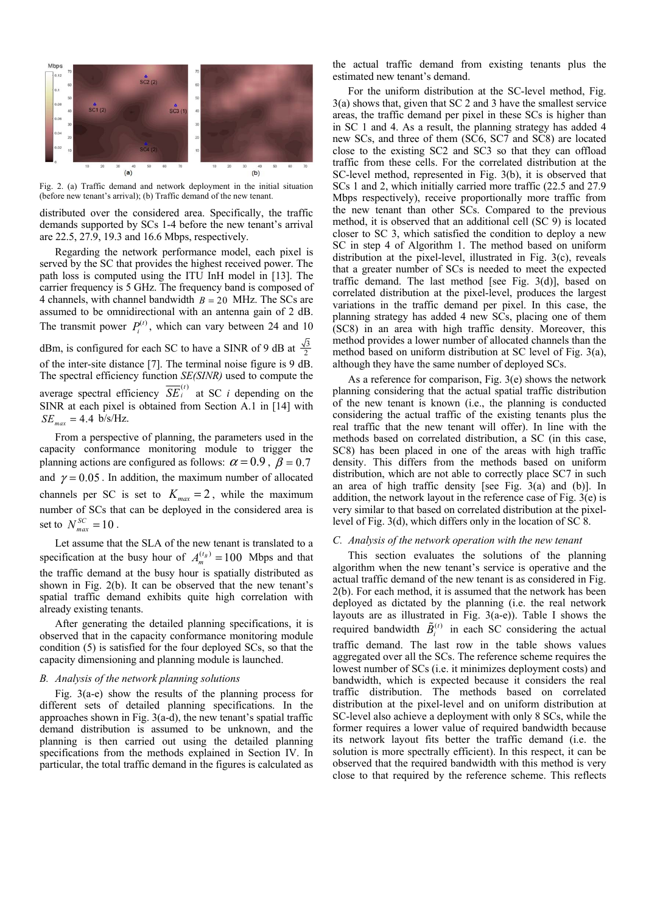Fig. 2. (a) Traffic demand and network deployment in the initial situation (before new tenant's arrival); (b) Traffic demand of the new tenant.

distributed over the considered area. Specifically, the traffic demands supported by SCs 1-4 before the new tenant's arrival are 22.5, 27.9, 19.3 and 16.6 Mbps, respectively.

Regarding the network performance model, each pixel is served by the SC that provides the highest received power. The path loss is computed using the ITU InH model in [13]. The carrier frequency is 5 GHz. The frequency band is composed of 4 channels, with channel bandwidth $B = 20$ MHz. The SCs are assumed to be omnidirectional with an antenna gain of 2 dB. The transmit power $P_i^{(t)}$, which can vary between 24 and 10 dBm, is configured for each SC to have a SINR of 9 dB at $\frac{\sqrt{3}}{2}$ of the inter-site distance [7]. The terminal noise figure is 9 dB. The spectral efficiency function *SE(SINR)* used to compute the average spectral efficiency $\overline{SE}_i^{(t)}$ at SC $i$ depending on the SINR at each pixel is obtained from Section A.1 in [14] with $SE_{max} = 4.4$ b/s/Hz.

From a perspective of planning, the parameters used in the capacity conformance monitoring module to trigger the planning actions are configured as follows: $\alpha = 0.9$, $\beta = 0.7$ and $\gamma = 0.05$. In addition, the maximum number of allocated channels per SC is set to $K_{max} = 2$, while the maximum number of SCs that can be deployed in the considered area is set to $N_{max}^{SC} = 10$.

Let assume that the SLA of the new tenant is translated to a specification at the busy hour of $A_m^{(t_B)} = 100$ Mbps and that the traffic demand at the busy hour is spatially distributed as shown in Fig. 2(b). It can be observed that the new tenant's spatial traffic demand exhibits quite high correlation with already existing tenants.

After generating the detailed planning specifications, it is observed that in the capacity conformance monitoring module condition (5) is satisfied for the four deployed SCs, so that the capacity dimensioning and planning module is launched.

### B. Analysis of the network planning solutions

Fig. 3(a-e) show the results of the planning process for different sets of detailed planning specifications. In the approaches shown in Fig. 3(a-d), the new tenant's spatial traffic demand distribution is assumed to be unknown, and the planning is then carried out using the detailed planning specifications from the methods explained in Section IV. In particular, the total traffic demand in the figures is calculated as the actual traffic demand from existing tenants plus the estimated new tenant's demand.

For the uniform distribution at the SC-level method, Fig. 3(a) shows that, given that SC 2 and 3 have the smallest service areas, the traffic demand per pixel in these SCs is higher than in SC 1 and 4. As a result, the planning strategy has added 4 new SCs, and three of them (SC6, SC7 and SC8) are located close to the existing SC2 and SC3 so that they can offload traffic from these cells. For the correlated distribution at the SC-level method, represented in Fig. 3(b), it is observed that SCs 1 and 2, which initially carried more traffic (22.5 and 27.9 Mbps respectively), receive proportionally more traffic from the new tenant than other SCs. Compared to the previous method, it is observed that an additional cell (SC 9) is located closer to SC 3, which satisfied the condition to deploy a new SC in step 4 of Algorithm 1. The method based on uniform distribution at the pixel-level, illustrated in Fig. 3(c), reveals that a greater number of SCs is needed to meet the expected traffic demand. The last method [see Fig. 3(d)], based on correlated distribution at the pixel-level, produces the largest variations in the traffic demand per pixel. In this case, the planning strategy has added 4 new SCs, placing one of them (SC8) in an area with high traffic density. Moreover, this method provides a lower number of allocated channels than the method based on uniform distribution at SC level of Fig. 3(a), although they have the same number of deployed SCs.

As a reference for comparison, Fig. 3(e) shows the network planning considering that the actual spatial traffic distribution of the new tenant is known (i.e., the planning is conducted considering the actual traffic of the existing tenants plus the real traffic that the new tenant will offer). In line with the methods based on correlated distribution, a SC (in this case, SC8) has been placed in one of the areas with high traffic density. This differs from the methods based on uniform distribution, which are not able to correctly place SC7 in such an area of high traffic density [see Fig. 3(a) and (b)]. In addition, the network layout in the reference case of Fig. 3(e) is very similar to that based on correlated distribution at the pixel-level of Fig. 3(d), which differs only in the location of SC 8.

### C. Analysis of the network operation with the new tenant

This section evaluates the solutions of the planning algorithm when the new tenant's service is operative and the actual traffic demand of the new tenant is as considered in Fig. 2(b). For each method, it is assumed that the network has been deployed as dictated by the planning (i.e. the real network layouts are as illustrated in Fig. 3(a-e)). Table I shows the required bandwidth $\tilde{B}_i^{(t)}$ in each SC considering the actual traffic demand. The last row in the table shows values aggregated over all the SCs. The reference scheme requires the lowest number of SCs (i.e. it minimizes deployment costs) and bandwidth, which is expected because it considers the real traffic distribution. The methods based on correlated distribution at the pixel-level and on uniform distribution at SC-level also achieve a deployment with only 8 SCs, while the former requires a lower value of required bandwidth because its network layout fits better the traffic demand (i.e. the solution is more spectrally efficient). In this respect, it can be observed that the required bandwidth with this method is very close to that required by the reference scheme. This reflects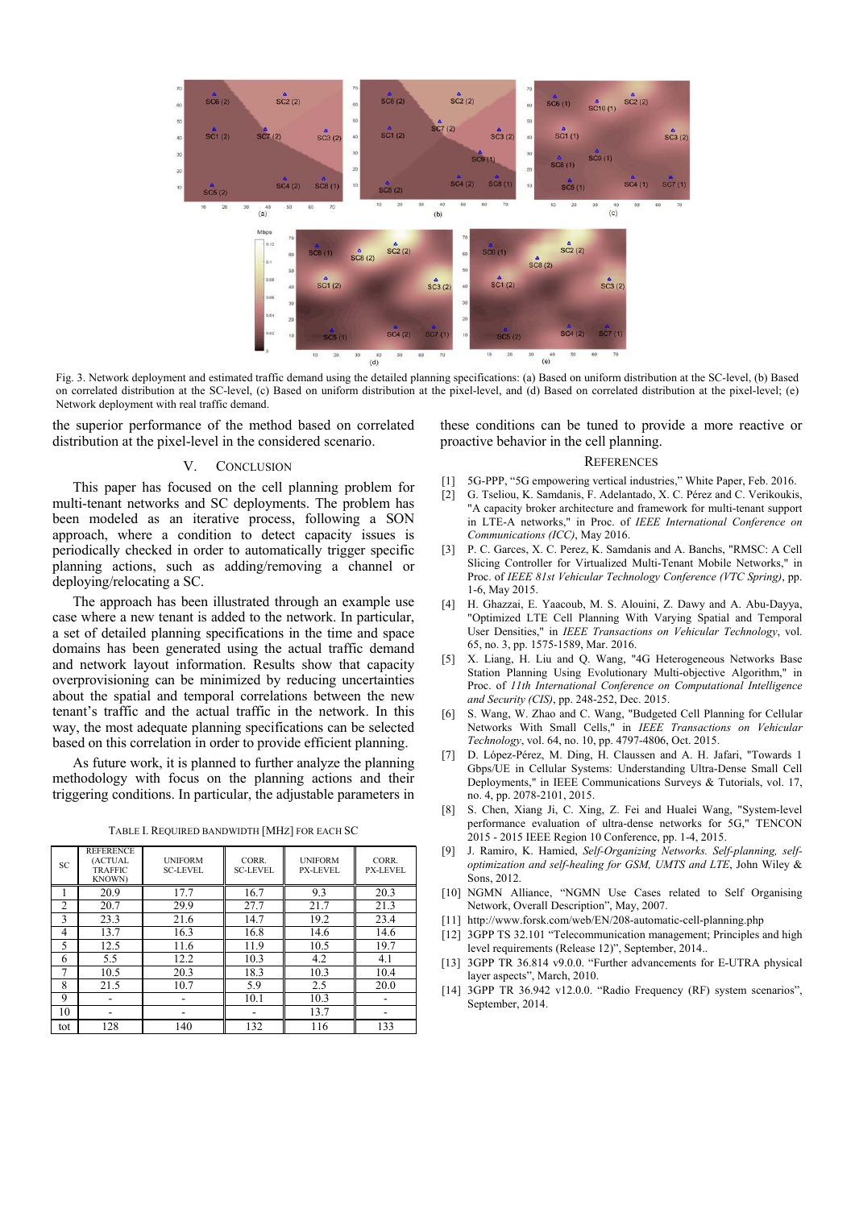Fig. 3. Network deployment and estimated traffic demand using the detailed planning specifications: (a) Based on uniform distribution at the SC-level, (b) Based on correlated distribution at the SC-level, (c) Based on uniform distribution at the pixel-level, and (d) Based on correlated distribution at the pixel-level; (e) Network deployment with real traffic demand.

the superior performance of the method based on correlated distribution at the pixel-level in the considered scenario.

## V. Conclusion

This paper has focused on the cell planning problem for multi-tenant networks and SC deployments. The problem has been modeled as an iterative process, following a SON approach, where a condition to detect capacity issues is periodically checked in order to automatically trigger specific planning actions, such as adding/removing a channel or deploying/relocating a SC.

The approach has been illustrated through an example use case where a new tenant is added to the network. In particular, a set of detailed planning specifications in the time and space domains has been generated using the actual traffic demand and network layout information. Results show that capacity overprovisioning can be minimized by reducing uncertainties about the spatial and temporal correlations between the new tenant's traffic and the actual traffic in the network. In this way, the most adequate planning specifications can be selected based on this correlation in order to provide efficient planning.

As future work, it is planned to further analyze the planning methodology with focus on the planning actions and their triggering conditions. In particular, the adjustable parameters in these conditions can be tuned to provide a more reactive or proactive behavior in the cell planning.

TABLE I. Required Bandwidth [MHz] for each SC

| SC | REFERENCE (ACTUAL TRAFFIC KNOWN) | UNIFORM SC-LEVEL | CORR. SC-LEVEL | UNIFORM PX-LEVEL | CORR. PX-LEVEL |
|---|---|---|---|---|---|
| 1 | 20.9 | 17.7 | 16.7 | 9.3 | 20.3 |
| 2 | 20.7 | 29.9 | 27.7 | 21.7 | 21.3 |
| 3 | 23.3 | 21.6 | 14.7 | 19.2 | 23.4 |
| 4 | 13.7 | 16.3 | 16.8 | 14.6 | 14.6 |
| 5 | 12.5 | 11.6 | 11.9 | 10.5 | 19.7 |
| 6 | 5.5 | 12.2 | 10.3 | 4.2 | 4.1 |
| 7 | 10.5 | 20.3 | 18.3 | 10.3 | 10.4 |
| 8 | 21.5 | 10.7 | 5.9 | 2.5 | 20.0 |
| 9 | - | - | 10.1 | 10.3 | - |
| 10 | - | - | - | 13.7 | - |
| tot | 128 | 140 | 132 | 116 | 133 |

## References

[1] 5G-PPP, "5G empowering vertical industries," White Paper, Feb. 2016.

[2] G. Tseliou, K. Samdanis, F. Adelantado, X. C. Pérez and C. Verikoukis, "A capacity broker architecture and framework for multi-tenant support in LTE-A networks," in Proc. of *IEEE International Conference on Communications (ICC)*, May 2016.

[3] P. C. Garces, X. C. Perez, K. Samdanis and A. Banchs, "RMSC: A Cell Slicing Controller for Virtualized Multi-Tenant Mobile Networks," in Proc. of *IEEE 81st Vehicular Technology Conference (VTC Spring)*, pp. 1-6, May 2015.

[4] H. Ghazzai, E. Yaacoub, M. S. Alouini, Z. Dawy and A. Abu-Dayya, "Optimized LTE Cell Planning With Varying Spatial and Temporal User Densities," in *IEEE Transactions on Vehicular Technology*, vol. 65, no. 3, pp. 1575-1589, Mar. 2016.

[5] X. Liang, H. Liu and Q. Wang, "4G Heterogeneous Networks Base Station Planning Using Evolutionary Multi-objective Algorithm," in Proc. of *11th International Conference on Computational Intelligence and Security (CIS)*, pp. 248-252, Dec. 2015.

[6] S. Wang, W. Zhao and C. Wang, "Budgeted Cell Planning for Cellular Networks With Small Cells," in *IEEE Transactions on Vehicular Technology*, vol. 64, no. 10, pp. 4797-4806, Oct. 2015.

[7] D. López-Pérez, M. Ding, H. Claussen and A. H. Jafari, "Towards 1 Gbps/UE in Cellular Systems: Understanding Ultra-Dense Small Cell Deployments," in IEEE Communications Surveys & Tutorials, vol. 17, no. 4, pp. 2078-2101, 2015.

[8] S. Chen, Xiang Ji, C. Xing, Z. Fei and Hualei Wang, "System-level performance evaluation of ultra-dense networks for 5G," TENCON 2015 - 2015 IEEE Region 10 Conference, pp. 1-4, 2015.

[9] J. Ramiro, K. Hamied, *Self-Organizing Networks. Self-planning, self-optimization and self-healing for GSM, UMTS and LTE*, John Wiley & Sons, 2012.

[10] NGMN Alliance, "NGMN Use Cases related to Self Organising Network, Overall Description", May, 2007.

[11] http://www.forsk.com/web/EN/208-automatic-cell-planning.php

[12] 3GPP TS 32.101 "Telecommunication management; Principles and high level requirements (Release 12)", September, 2014..

[13] 3GPP TR 36.814 v9.0.0. "Further advancements for E-UTRA physical layer aspects", March, 2010.

[14] 3GPP TR 36.942 v12.0.0. "Radio Frequency (RF) system scenarios", September, 2014.